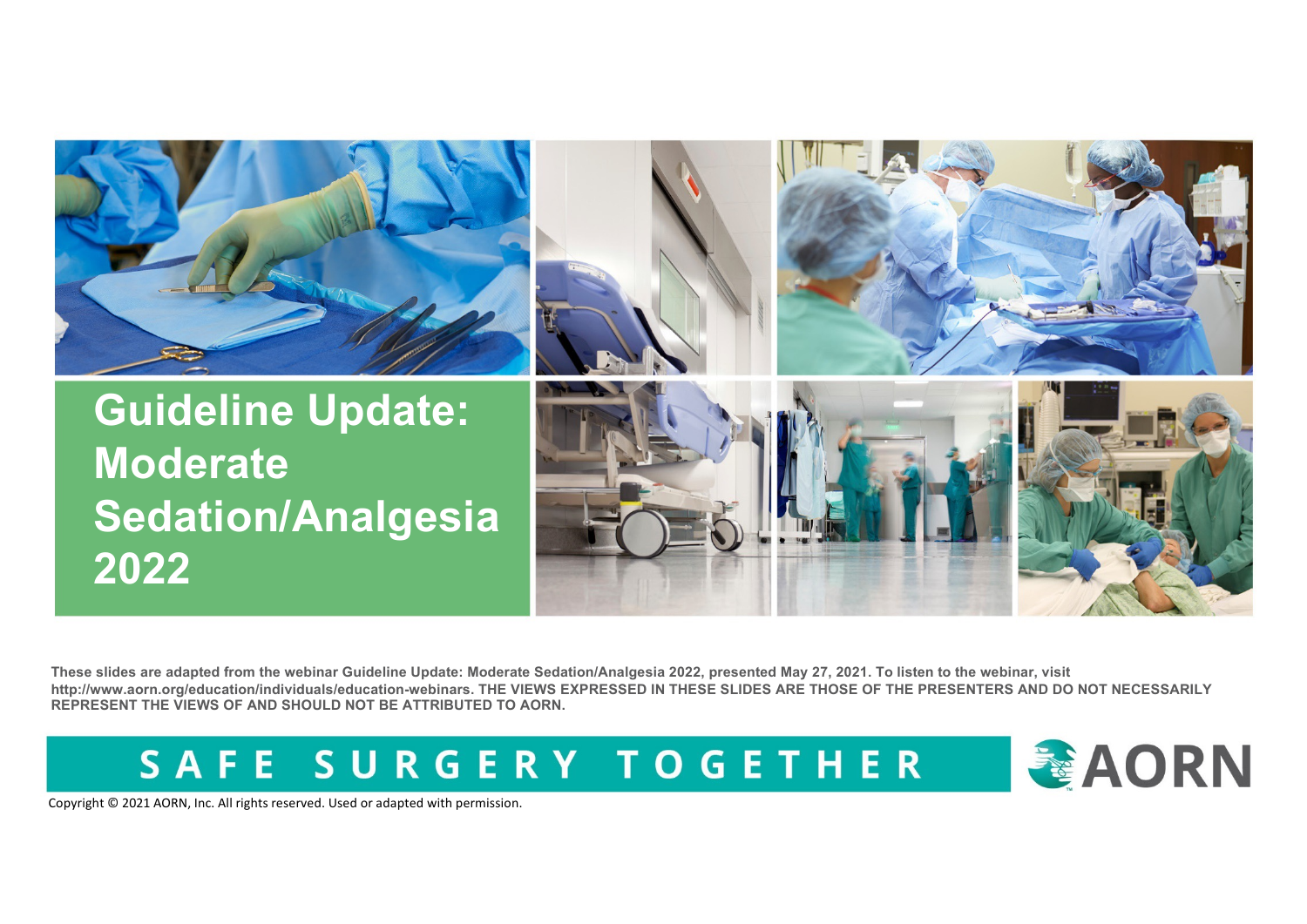# Guideline Update: Moderate Sedation/Analgesia 2022

**These slides are adapted from the webinar Guideline Update: Moderate Sedation/Analgesia 2022, presented May 27, 2021. To listen to the webinar, visit http://www.aorn.org/education/individuals/education-webinars. THE VIEWS EXPRESSED IN THESE SLIDES ARE THOSE OF THE PRESENTERS AND DO NOT NECESSARILY REPRESENT THE VIEWS OF AND SHOULD NOT BE ATTRIBUTED TO AORN.**

SAFE SURGERY TOGETHER

AORN

Copyright © 2021 AORN, Inc. All rights reserved. Used or adapted with permission.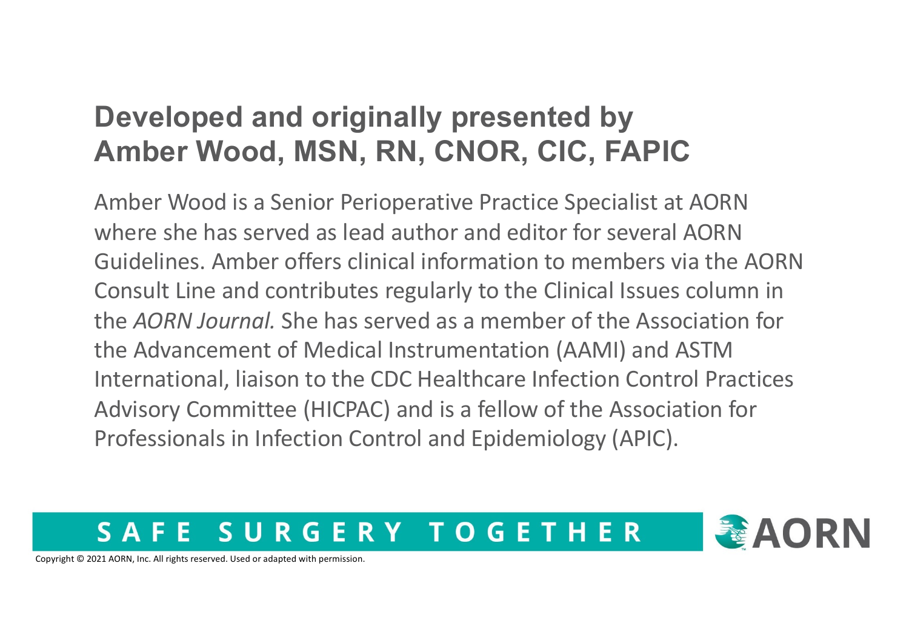# Developed and originally presented by Amber Wood, MSN, RN, CNOR, CIC, FAPIC

Amber Wood is a Senior Perioperative Practice Specialist at AORN where she has served as lead author and editor for several AORN Guidelines. Amber offers clinical information to members via the AORN Consult Line and contributes regularly to the Clinical Issues column in the *AORN Journal.* She has served as a member of the Association for the Advancement of Medical Instrumentation (AAMI) and ASTM International, liaison to the CDC Healthcare Infection Control Practices Advisory Committee (HICPAC) and is a fellow of the Association for Professionals in Infection Control and Epidemiology (APIC).

SAFE SURGERY TOGETHER

Copyright © 2021 AORN, Inc. All rights reserved. Used or adapted with permission.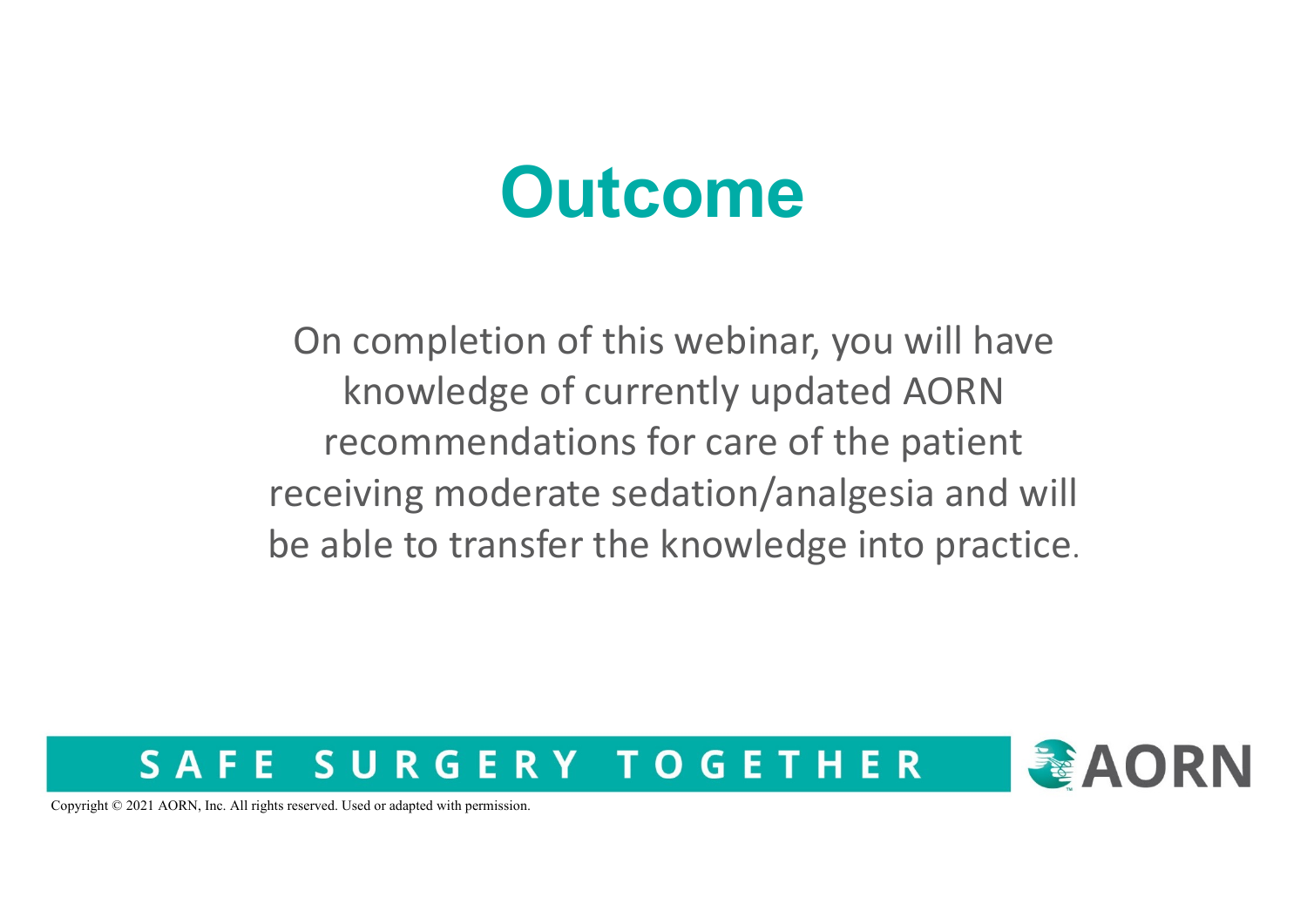# Outcome

On completion of this webinar, you will have knowledge of currently updated AORN recommendations for care of the patient receiving moderate sedation/analgesia and will be able to transfer the knowledge into practice.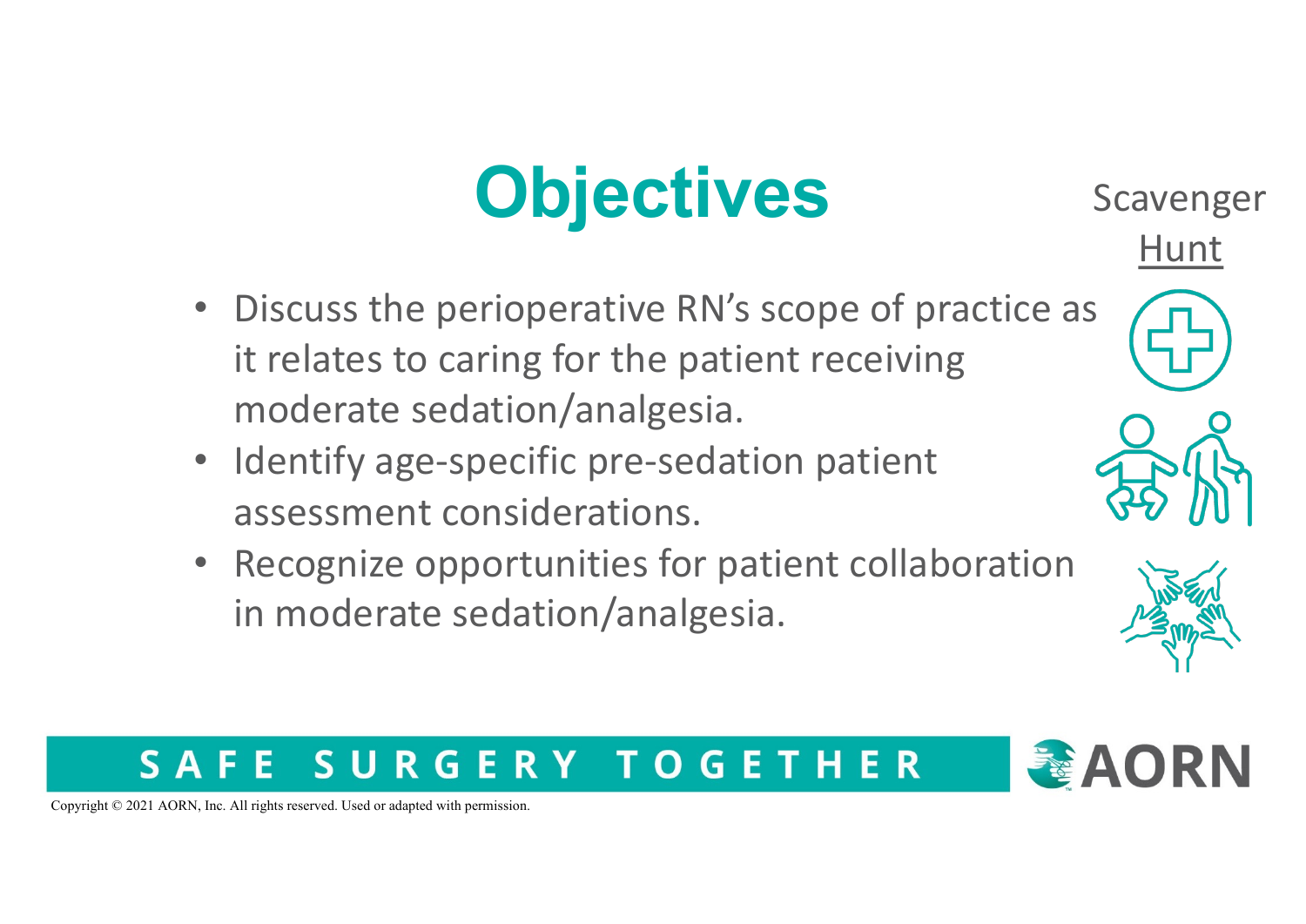# Objectives

Scavenger Hunt

- Discuss the perioperative RN's scope of practice as it relates to caring for the patient receiving moderate sedation/analgesia.
- Identify age-specific pre-sedation patient assessment considerations.
- Recognize opportunities for patient collaboration in moderate sedation/analgesia.

SAFE SURGERY TOGETHER

AORN

Copyright © 2021 AORN, Inc. All rights reserved. Used or adapted with permission.